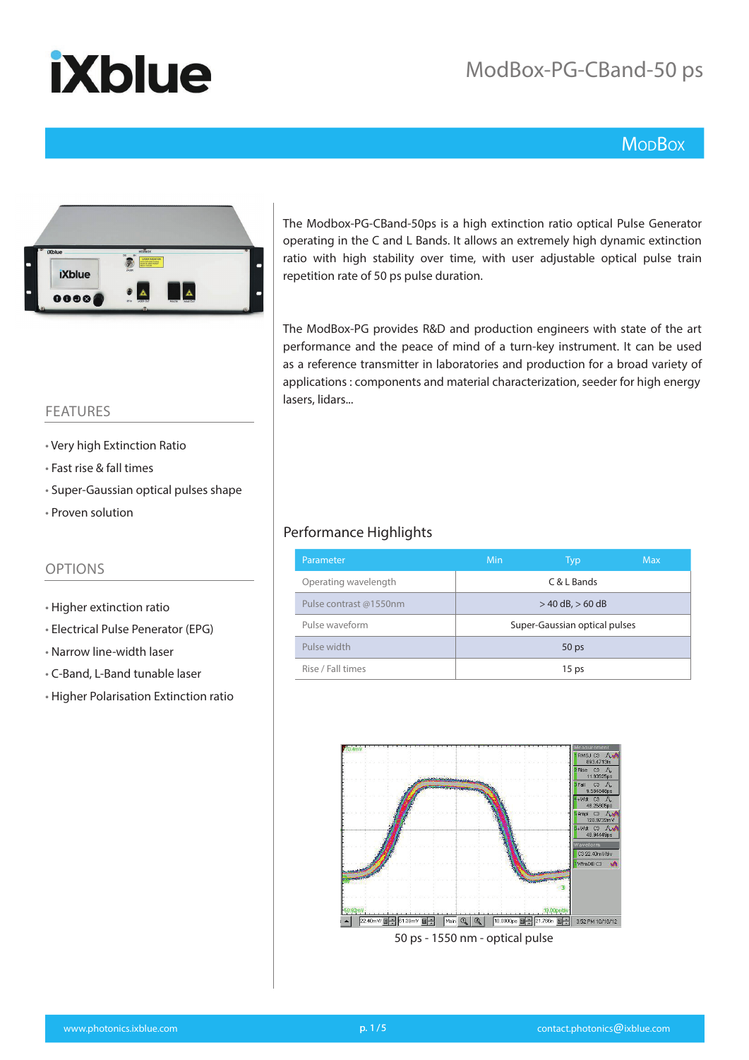# ModBox-PG-CBand-50 ps

## ModBox

The Modbox-PG-CBand-50ps is a high extinction ratio optical Pulse Generator operating in the C and L Bands. It allows an extremely high dynamic extinction ratio with high stability over time, with user adjustable optical pulse train repetition rate of 50 ps pulse duration.

The ModBox-PG provides R&D and production engineers with state of the art performance and the peace of mind of a turn-key instrument. It can be used as a reference transmitter in laboratories and production for a broad variety of applications : components and material characterization, seeder for high energy lasers, lidars...

## FEATURES

- Very high Extinction Ratio
- Fast rise & fall times
- Super-Gaussian optical pulses shape
- Proven solution

## OPTIONS

- Higher extinction ratio
- Electrical Pulse Penerator (EPG)
- Narrow line-width laser
- C-Band, L-Band tunable laser
- Higher Polarisation Extinction ratio

## Performance Highlights

| Parameter | Min | Typ | Max |
|---|---|---|---|
| Operating wavelength | | C & L Bands | |
| Pulse contrast @1550nm | | > 40 dB, > 60 dB | |
| Pulse waveform | | Super-Gaussian optical pulses | |
| Pulse width | | 50 ps | |
| Rise / Fall times | | 15 ps | |

50 ps - 1550 nm - optical pulse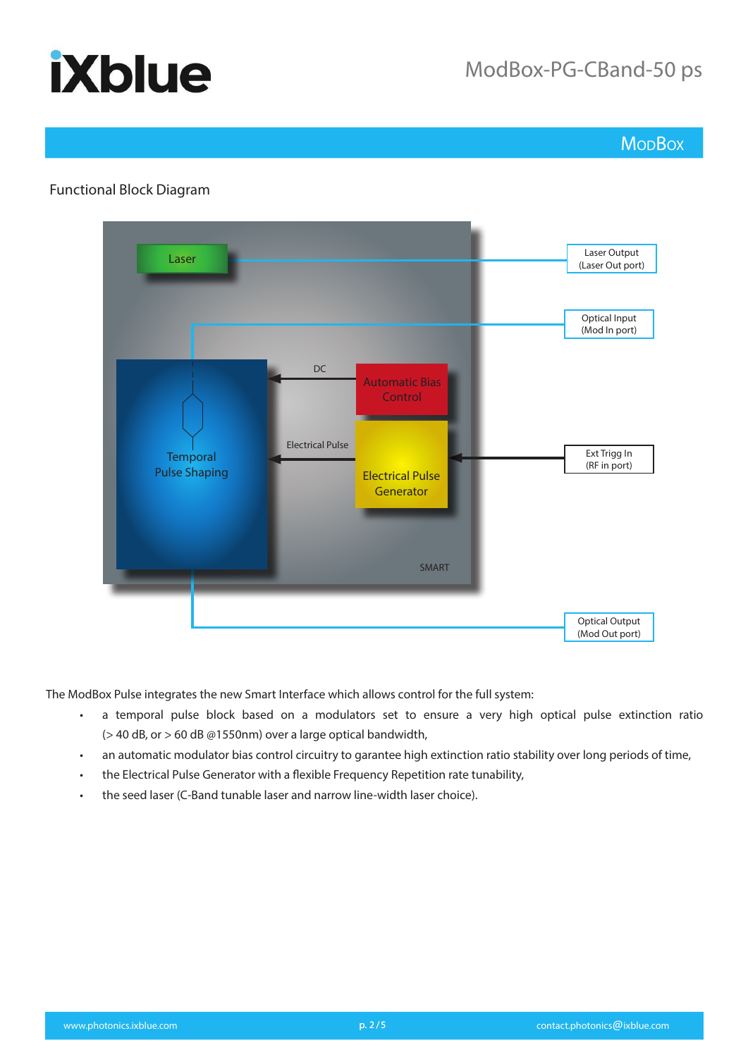## Functional Block Diagram

Laser

Laser Output
(Laser Out port)

Optical Input
(Mod In port)

DC

Automatic Bias Control

Temporal Pulse Shaping

Electrical Pulse

Electrical Pulse Generator

Ext Trigg In
(RF in port)

SMART

Optical Output
(Mod Out port)

The ModBox Pulse integrates the new Smart Interface which allows control for the full system:

- a temporal pulse block based on a modulators set to ensure a very high optical pulse extinction ratio (> 40 dB, or > 60 dB @1550nm) over a large optical bandwidth,
- an automatic modulator bias control circuitry to garantee high extinction ratio stability over long periods of time,
- the Electrical Pulse Generator with a flexible Frequency Repetition rate tunability,
- the seed laser (C-Band tunable laser and narrow line-width laser choice).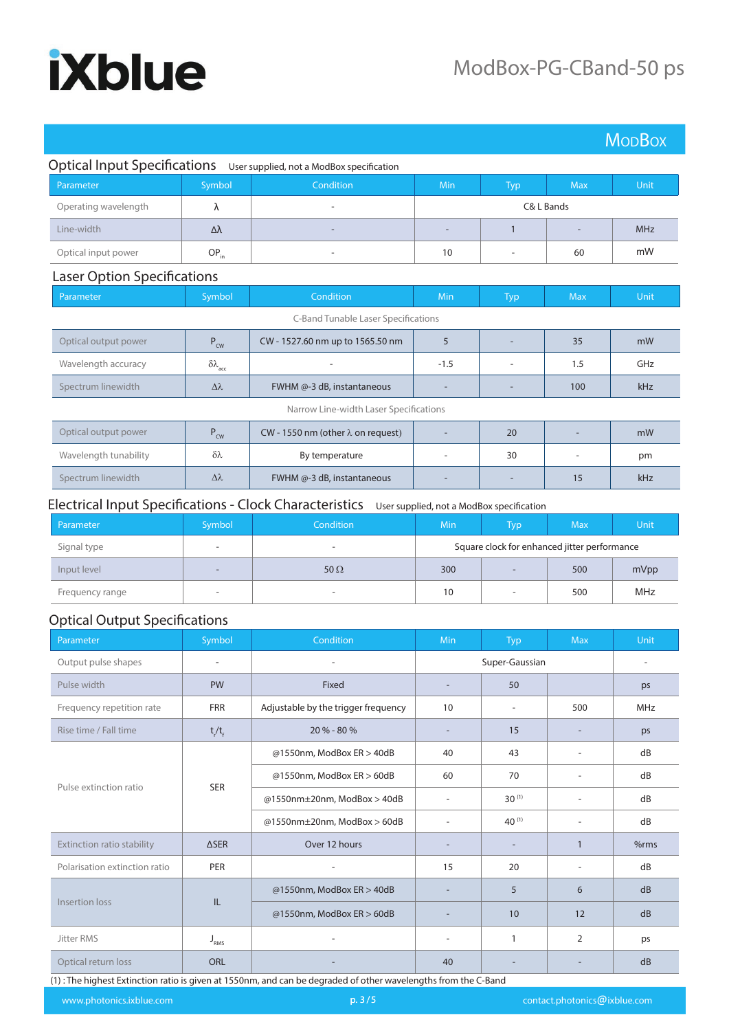# ModBox-PG-CBand-50 ps

## Optical Input Specifications

User supplied, not a ModBox specification

| Parameter | Symbol | Condition | Min | Typ | Max | Unit |
|---|---|---|---|---|---|---|
| Operating wavelength | λ | - | C& L Bands | | | |
| Line-width | Δλ | - | - | 1 | - | MHz |
| Optical input power | $OP_{in}$ | - | 10 | - | 60 | mW |

## Laser Option Specifications

| Parameter | Symbol | Condition | Min | Typ | Max | Unit |
|---|---|---|---|---|---|---|
| C-Band Tunable Laser Specifications | | | | | | |
| Optical output power | $P_{CW}$ | CW - 1527.60 nm up to 1565.50 nm | 5 | - | 35 | mW |
| Wavelength accuracy | $\delta\lambda_{acc}$ | - | -1.5 | - | 1.5 | GHz |
| Spectrum linewidth | Δλ | FWHM @-3 dB, instantaneous | - | - | 100 | kHz |
| Narrow Line-width Laser Specifications | | | | | | |
| Optical output power | $P_{CW}$ | CW - 1550 nm (other λ on request) | - | 20 | - | mW |
| Wavelength tunability | δλ | By temperature | - | 30 | - | pm |
| Spectrum linewidth | Δλ | FWHM @-3 dB, instantaneous | - | - | 15 | kHz |

## Electrical Input Specifications - Clock Characteristics

User supplied, not a ModBox specification

| Parameter | Symbol | Condition | Min | Typ | Max | Unit |
|---|---|---|---|---|---|---|
| Signal type | - | - | Square clock for enhanced jitter performance | | | |
| Input level | - | 50 Ω | 300 | - | 500 | mVpp |
| Frequency range | - | - | 10 | - | 500 | MHz |

## Optical Output Specifications

| Parameter | Symbol | Condition | Min | Typ | Max | Unit |
|---|---|---|---|---|---|---|
| Output pulse shapes | - | - | Super-Gaussian | | | - |
| Pulse width | PW | Fixed | - | 50 | | ps |
| Frequency repetition rate | FRR | Adjustable by the trigger frequency | 10 | - | 500 | MHz |
| Rise time / Fall time | $t_r/t_f$ | 20 % - 80 % | - | 15 | - | ps |
| Pulse extinction ratio | SER | @1550nm, ModBox ER > 40dB | 40 | 43 | - | dB |
| | | @1550nm, ModBox ER > 60dB | 60 | 70 | - | dB |
| | | @1550nm±20nm, ModBox > 40dB | - | 30 [1] | - | dB |
| | | @1550nm±20nm, ModBox > 60dB | - | 40 [1] | - | dB |
| Extinction ratio stability | ΔSER | Over 12 hours | - | - | 1 | %rms |
| Polarisation extinction ratio | PER | - | 15 | 20 | - | dB |
| Insertion loss | IL | @1550nm, ModBox ER > 40dB | - | 5 | 6 | dB |
| | | @1550nm, ModBox ER > 60dB | - | 10 | 12 | dB |
| Jitter RMS | $J_{RMS}$ | - | - | 1 | 2 | ps |
| Optical return loss | ORL | - | 40 | - | - | dB |

(1) : The highest Extinction ratio is given at 1550nm, and can be degraded of other wavelengths from the C-Band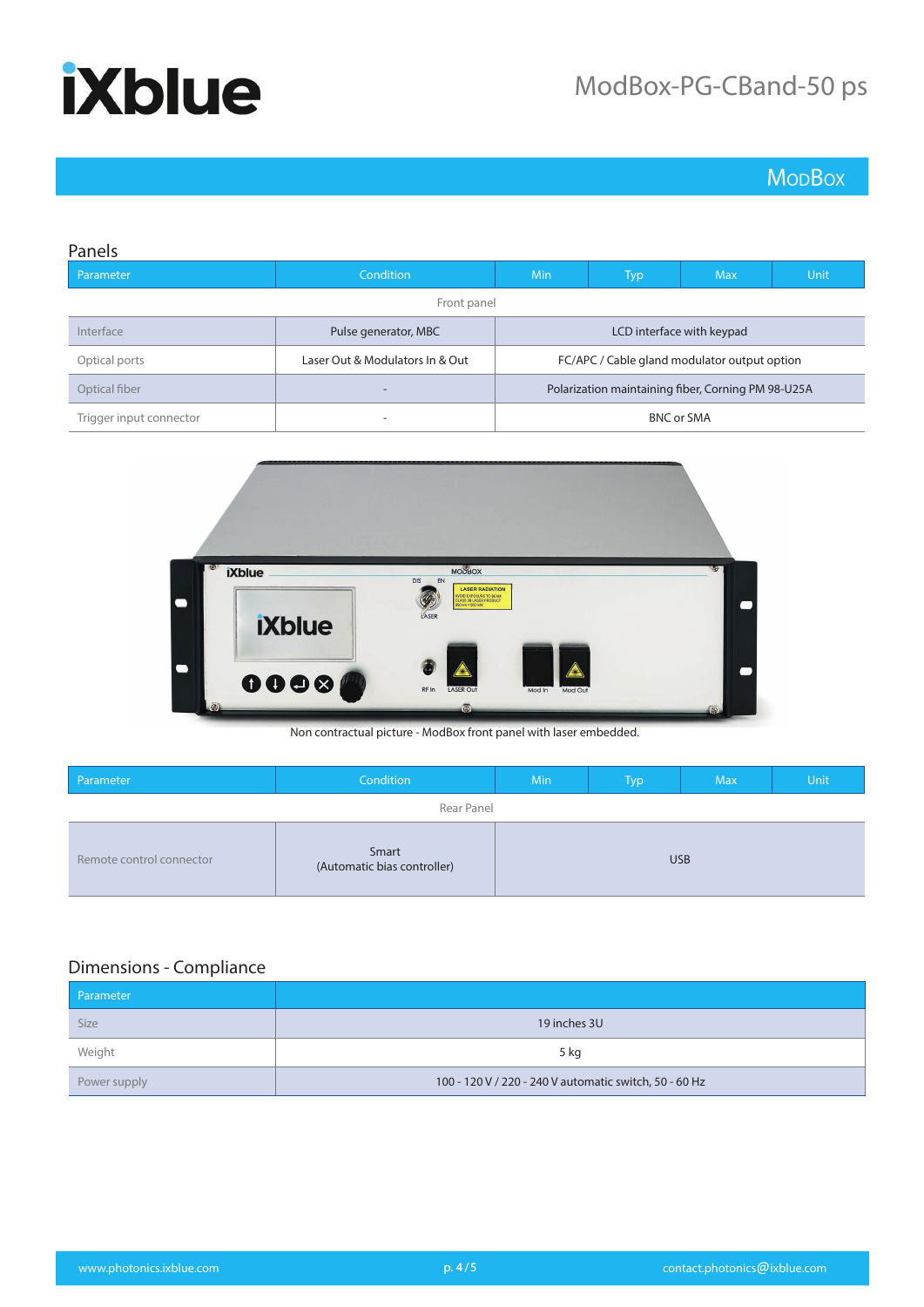## Panels

| Parameter | Condition | Min | Typ | Max | Unit |
|---|---|---|---|---|---|
| Front panel | | | | | |
| Interface | Pulse generator, MBC | LCD interface with keypad | | | |
| Optical ports | Laser Out & Modulators In & Out | FC/APC / Cable gland modulator output option | | | |
| Optical fiber | - | Polarization maintaining fiber, Corning PM 98-U25A | | | |
| Trigger input connector | - | BNC or SMA | | | |

Non contractual picture - ModBox front panel with laser embedded.

| Parameter | Condition | Min | Typ | Max | Unit |
|---|---|---|---|---|---|
| Rear Panel | | | | | |
| Remote control connector | Smart (Automatic bias controller) | USB | | | |

## Dimensions - Compliance

| Parameter | |
|---|---|
| Size | 19 inches 3U |
| Weight | 5 kg |
| Power supply | 100 - 120 V / 220 - 240 V automatic switch, 50 - 60 Hz |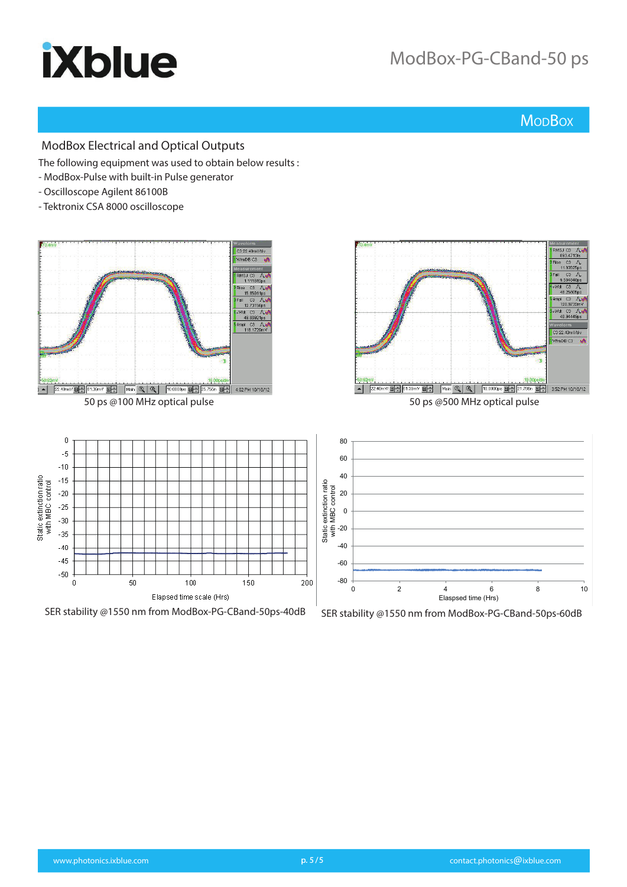## ModBox Electrical and Optical Outputs

The following equipment was used to obtain below results :

- ModBox-Pulse with built-in Pulse generator
- Oscilloscope Agilent 86100B
- Tektronix CSA 8000 oscilloscope

50 ps @100 MHz optical pulse

50 ps @500 MHz optical pulse

Static extinction ratio with MBC control

0
-5
-10
-15
-20
-25
-30
-35
-40
-45
-50

0 50 100 150 200

Elapsed time scale (Hrs)

SER stability @1550 nm from ModBox-PG-CBand-50ps-40dB

Static extinction ratio with MBC control

80
60
40
20
0
-20
-40
-60
-80

0 2 4 6 8 10

Elaspsed time (Hrs)

SER stability @1550 nm from ModBox-PG-CBand-50ps-60dB